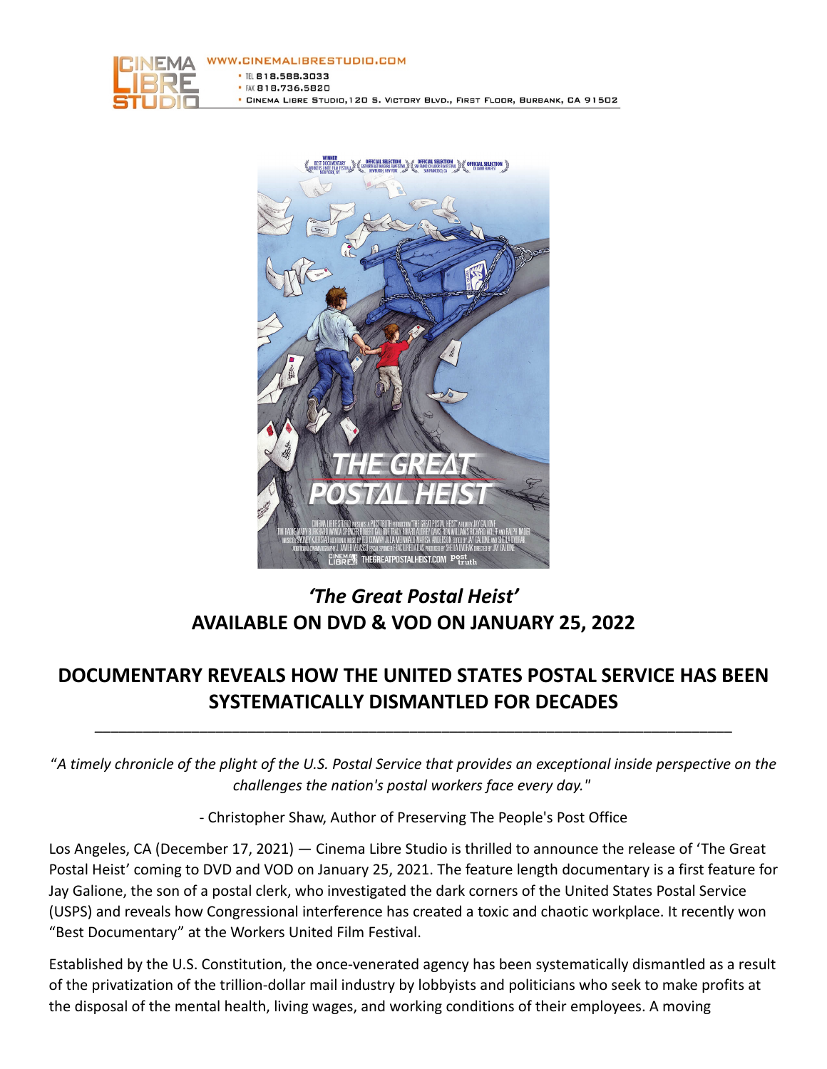WWW.CINEMALIBRESTUDIO.COM
• TEL 818.588.3033
• FAX 818.736.5820
• CINEMA LIBRE STUDIO, 120 S. VICTORY BLVD., FIRST FLOOR, BURBANK, CA 91502

# *'The Great Postal Heist'*
# AVAILABLE ON DVD & VOD ON JANUARY 25, 2022

## DOCUMENTARY REVEALS HOW THE UNITED STATES POSTAL SERVICE HAS BEEN SYSTEMATICALLY DISMANTLED FOR DECADES

---

"*A timely chronicle of the plight of the U.S. Postal Service that provides an exceptional inside perspective on the challenges the nation's postal workers face every day.*"

\- Christopher Shaw, Author of Preserving The People's Post Office

Los Angeles, CA (December 17, 2021) — Cinema Libre Studio is thrilled to announce the release of 'The Great Postal Heist' coming to DVD and VOD on January 25, 2021. The feature length documentary is a first feature for Jay Galione, the son of a postal clerk, who investigated the dark corners of the United States Postal Service (USPS) and reveals how Congressional interference has created a toxic and chaotic workplace. It recently won "Best Documentary" at the Workers United Film Festival.

Established by the U.S. Constitution, the once-venerated agency has been systematically dismantled as a result of the privatization of the trillion-dollar mail industry by lobbyists and politicians who seek to make profits at the disposal of the mental health, living wages, and working conditions of their employees. A moving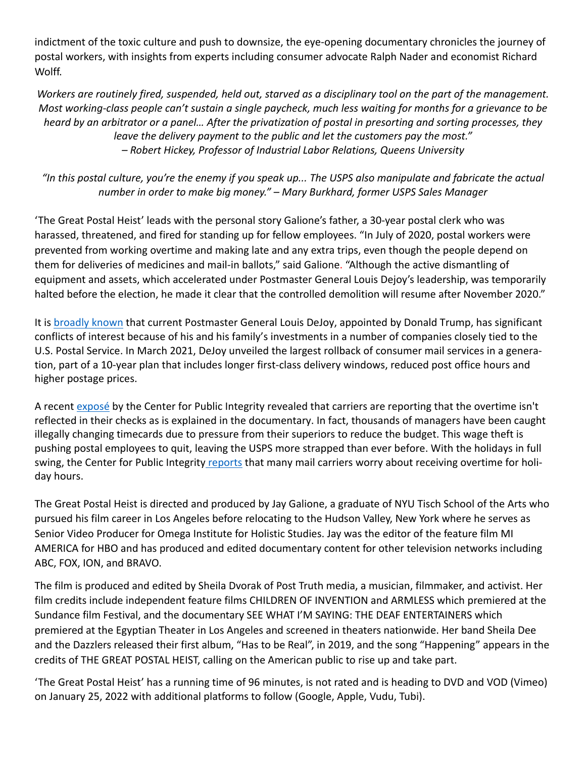indictment of the toxic culture and push to downsize, the eye-opening documentary chronicles the journey of postal workers, with insights from experts including consumer advocate Ralph Nader and economist Richard Wolff.

*Workers are routinely fired, suspended, held out, starved as a disciplinary tool on the part of the management. Most working-class people can't sustain a single paycheck, much less waiting for months for a grievance to be heard by an arbitrator or a panel… After the privatization of postal in presorting and sorting processes, they leave the delivery payment to the public and let the customers pay the most." – Robert Hickey, Professor of Industrial Labor Relations, Queens University*

*"In this postal culture, you're the enemy if you speak up... The USPS also manipulate and fabricate the actual number in order to make big money." – Mary Burkhard, former USPS Sales Manager*

'The Great Postal Heist' leads with the personal story Galione's father, a 30-year postal clerk who was harassed, threatened, and fired for standing up for fellow employees. "In July of 2020, postal workers were prevented from working overtime and making late and any extra trips, even though the people depend on them for deliveries of medicines and mail-in ballots," said Galione. "Although the active dismantling of equipment and assets, which accelerated under Postmaster General Louis Dejoy's leadership, was temporarily halted before the election, he made it clear that the controlled demolition will resume after November 2020."

It is broadly known that current Postmaster General Louis DeJoy, appointed by Donald Trump, has significant conflicts of interest because of his and his family's investments in a number of companies closely tied to the U.S. Postal Service. In March 2021, DeJoy unveiled the largest rollback of consumer mail services in a generation, part of a 10-year plan that includes longer first-class delivery windows, reduced post office hours and higher postage prices.

A recent exposé by the Center for Public Integrity revealed that carriers are reporting that the overtime isn't reflected in their checks as is explained in the documentary. In fact, thousands of managers have been caught illegally changing timecards due to pressure from their superiors to reduce the budget. This wage theft is pushing postal employees to quit, leaving the USPS more strapped than ever before. With the holidays in full swing, the Center for Public Integrity reports that many mail carriers worry about receiving overtime for holiday hours.

The Great Postal Heist is directed and produced by Jay Galione, a graduate of NYU Tisch School of the Arts who pursued his film career in Los Angeles before relocating to the Hudson Valley, New York where he serves as Senior Video Producer for Omega Institute for Holistic Studies. Jay was the editor of the feature film MI AMERICA for HBO and has produced and edited documentary content for other television networks including ABC, FOX, ION, and BRAVO.

The film is produced and edited by Sheila Dvorak of Post Truth media, a musician, filmmaker, and activist. Her film credits include independent feature films CHILDREN OF INVENTION and ARMLESS which premiered at the Sundance film Festival, and the documentary SEE WHAT I'M SAYING: THE DEAF ENTERTAINERS which premiered at the Egyptian Theater in Los Angeles and screened in theaters nationwide. Her band Sheila Dee and the Dazzlers released their first album, "Has to be Real", in 2019, and the song "Happening" appears in the credits of THE GREAT POSTAL HEIST, calling on the American public to rise up and take part.

'The Great Postal Heist' has a running time of 96 minutes, is not rated and is heading to DVD and VOD (Vimeo) on January 25, 2022 with additional platforms to follow (Google, Apple, Vudu, Tubi).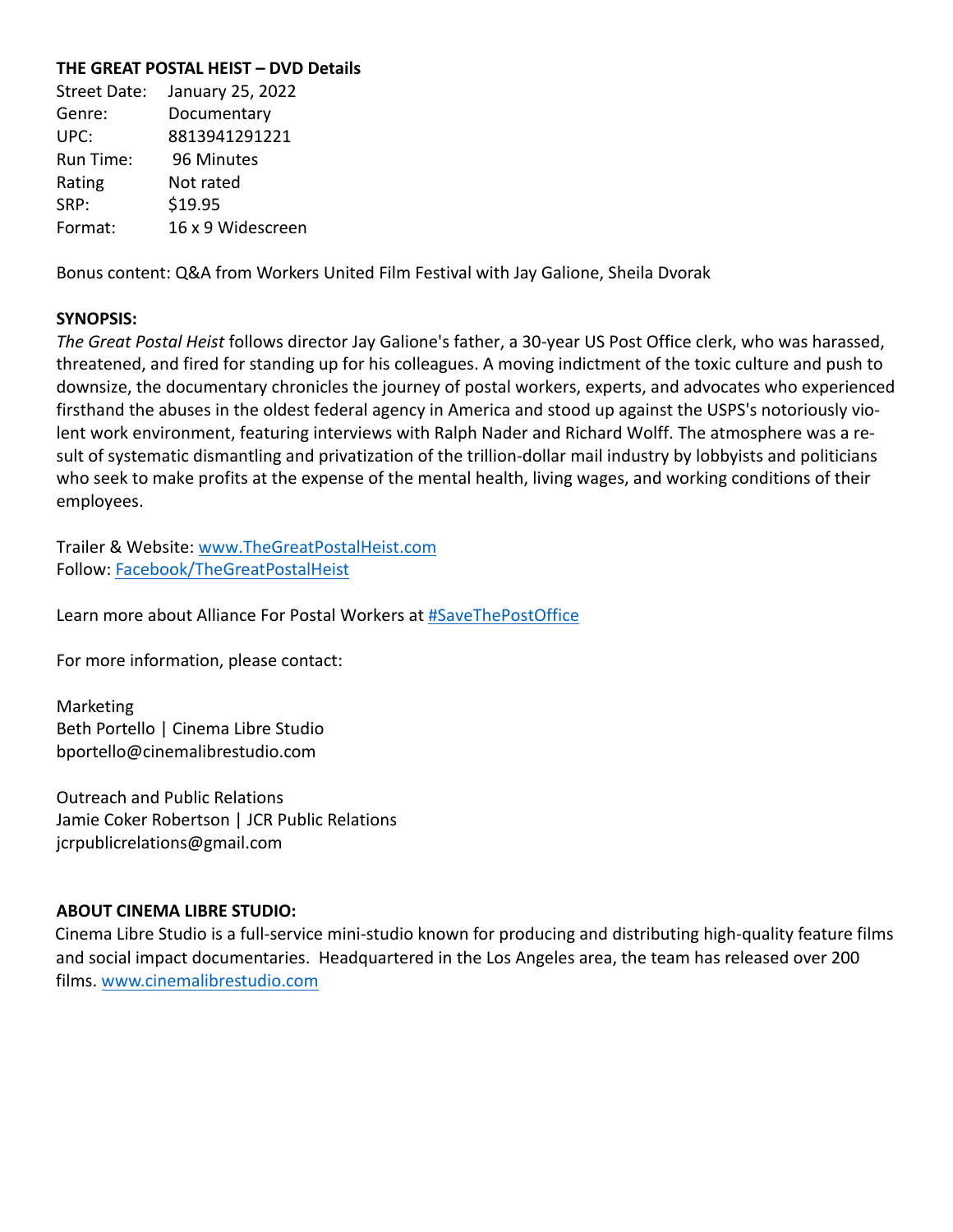**THE GREAT POSTAL HEIST – DVD Details**

| | |
|---|---|
| Street Date: | January 25, 2022 |
| Genre: | Documentary |
| UPC: | 8813941291221 |
| Run Time: | 96 Minutes |
| Rating | Not rated |
| SRP: | $19.95 |
| Format: | 16 x 9 Widescreen |

Bonus content: Q&A from Workers United Film Festival with Jay Galione, Sheila Dvorak

**SYNOPSIS:**

*The Great Postal Heist* follows director Jay Galione's father, a 30-year US Post Office clerk, who was harassed, threatened, and fired for standing up for his colleagues. A moving indictment of the toxic culture and push to downsize, the documentary chronicles the journey of postal workers, experts, and advocates who experienced firsthand the abuses in the oldest federal agency in America and stood up against the USPS's notoriously violent work environment, featuring interviews with Ralph Nader and Richard Wolff. The atmosphere was a result of systematic dismantling and privatization of the trillion-dollar mail industry by lobbyists and politicians who seek to make profits at the expense of the mental health, living wages, and working conditions of their employees.

Trailer & Website: www.TheGreatPostalHeist.com
Follow: Facebook/TheGreatPostalHeist

Learn more about Alliance For Postal Workers at #SaveThePostOffice

For more information, please contact:

Marketing
Beth Portello | Cinema Libre Studio
bportello@cinemalibrestudio.com

Outreach and Public Relations
Jamie Coker Robertson | JCR Public Relations
jcrpublicrelations@gmail.com

**ABOUT CINEMA LIBRE STUDIO:**

Cinema Libre Studio is a full-service mini-studio known for producing and distributing high-quality feature films and social impact documentaries. Headquartered in the Los Angeles area, the team has released over 200 films. www.cinemalibrestudio.com